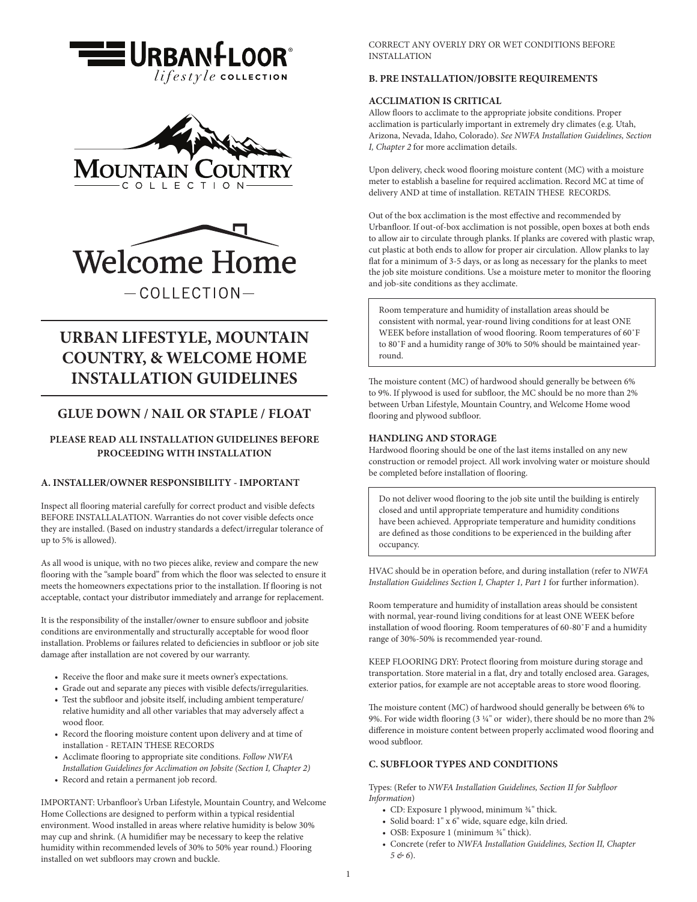# URBAN LIFESTYLE, MOUNTAIN COUNTRY, & WELCOME HOME INSTALLATION GUIDELINES

## GLUE DOWN / NAIL OR STAPLE / FLOAT

**PLEASE READ ALL INSTALLATION GUIDELINES BEFORE PROCEEDING WITH INSTALLATION**

### A. INSTALLER/OWNER RESPONSIBILITY - IMPORTANT

Inspect all flooring material carefully for correct product and visible defects BEFORE INSTALLALATION. Warranties do not cover visible defects once they are installed. (Based on industry standards a defect/irregular tolerance of up to 5% is allowed).

As all wood is unique, with no two pieces alike, review and compare the new flooring with the "sample board" from which the floor was selected to ensure it meets the homeowners expectations prior to the installation. If flooring is not acceptable, contact your distributor immediately and arrange for replacement.

It is the responsibility of the installer/owner to ensure subfloor and jobsite conditions are environmentally and structurally acceptable for wood floor installation. Problems or failures related to deficiencies in subfloor or job site damage after installation are not covered by our warranty.

- Receive the floor and make sure it meets owner's expectations.
- Grade out and separate any pieces with visible defects/irregularities.
- Test the subfloor and jobsite itself, including ambient temperature/ relative humidity and all other variables that may adversely affect a wood floor.
- Record the flooring moisture content upon delivery and at time of installation - RETAIN THESE RECORDS
- Acclimate flooring to appropriate site conditions. *Follow NWFA Installation Guidelines for Acclimation on Jobsite (Section I, Chapter 2)*
- Record and retain a permanent job record.

IMPORTANT: Urbanfloor's Urban Lifestyle, Mountain Country, and Welcome Home Collections are designed to perform within a typical residential environment. Wood installed in areas where relative humidity is below 30% may cup and shrink. (A humidifier may be necessary to keep the relative humidity within recommended levels of 30% to 50% year round.) Flooring installed on wet subfloors may crown and buckle.

CORRECT ANY OVERLY DRY OR WET CONDITIONS BEFORE INSTALLATION

### B. PRE INSTALLATION/JOBSITE REQUIREMENTS

**ACCLIMATION IS CRITICAL**

Allow floors to acclimate to the appropriate jobsite conditions. Proper acclimation is particularly important in extremely dry climates (e.g. Utah, Arizona, Nevada, Idaho, Colorado). *See NWFA Installation Guidelines, Section I, Chapter 2* for more acclimation details.

Upon delivery, check wood flooring moisture content (MC) with a moisture meter to establish a baseline for required acclimation. Record MC at time of delivery AND at time of installation. RETAIN THESE RECORDS.

Out of the box acclimation is the most effective and recommended by Urbanfloor. If out-of-box acclimation is not possible, open boxes at both ends to allow air to circulate through planks. If planks are covered with plastic wrap, cut plastic at both ends to allow for proper air circulation. Allow planks to lay flat for a minimum of 3-5 days, or as long as necessary for the planks to meet the job site moisture conditions. Use a moisture meter to monitor the flooring and job-site conditions as they acclimate.

> Room temperature and humidity of installation areas should be consistent with normal, year-round living conditions for at least ONE WEEK before installation of wood flooring. Room temperatures of 60˚F to 80˚F and a humidity range of 30% to 50% should be maintained year-round.

The moisture content (MC) of hardwood should generally be between 6% to 9%. If plywood is used for subfloor, the MC should be no more than 2% between Urban Lifestyle, Mountain Country, and Welcome Home wood flooring and plywood subfloor.

**HANDLING AND STORAGE**

Hardwood flooring should be one of the last items installed on any new construction or remodel project. All work involving water or moisture should be completed before installation of flooring.

> Do not deliver wood flooring to the job site until the building is entirely closed and until appropriate temperature and humidity conditions have been achieved. Appropriate temperature and humidity conditions are defined as those conditions to be experienced in the building after occupancy.

HVAC should be in operation before, and during installation (refer to *NWFA Installation Guidelines Section I, Chapter 1, Part 1* for further information).

Room temperature and humidity of installation areas should be consistent with normal, year-round living conditions for at least ONE WEEK before installation of wood flooring. Room temperatures of 60-80˚F and a humidity range of 30%-50% is recommended year-round.

KEEP FLOORING DRY: Protect flooring from moisture during storage and transportation. Store material in a flat, dry and totally enclosed area. Garages, exterior patios, for example are not acceptable areas to store wood flooring.

The moisture content (MC) of hardwood should generally be between 6% to 9%. For wide width flooring (3 ¼" or wider), there should be no more than 2% difference in moisture content between properly acclimated wood flooring and wood subfloor.

### C. SUBFLOOR TYPES AND CONDITIONS

Types: (Refer to *NWFA Installation Guidelines, Section II for Subfloor Information*)

- CD: Exposure 1 plywood, minimum ¾" thick.
- Solid board: 1" x 6" wide, square edge, kiln dried.
- OSB: Exposure 1 (minimum ¾" thick).
- Concrete (refer to *NWFA Installation Guidelines, Section II, Chapter 5 & 6*).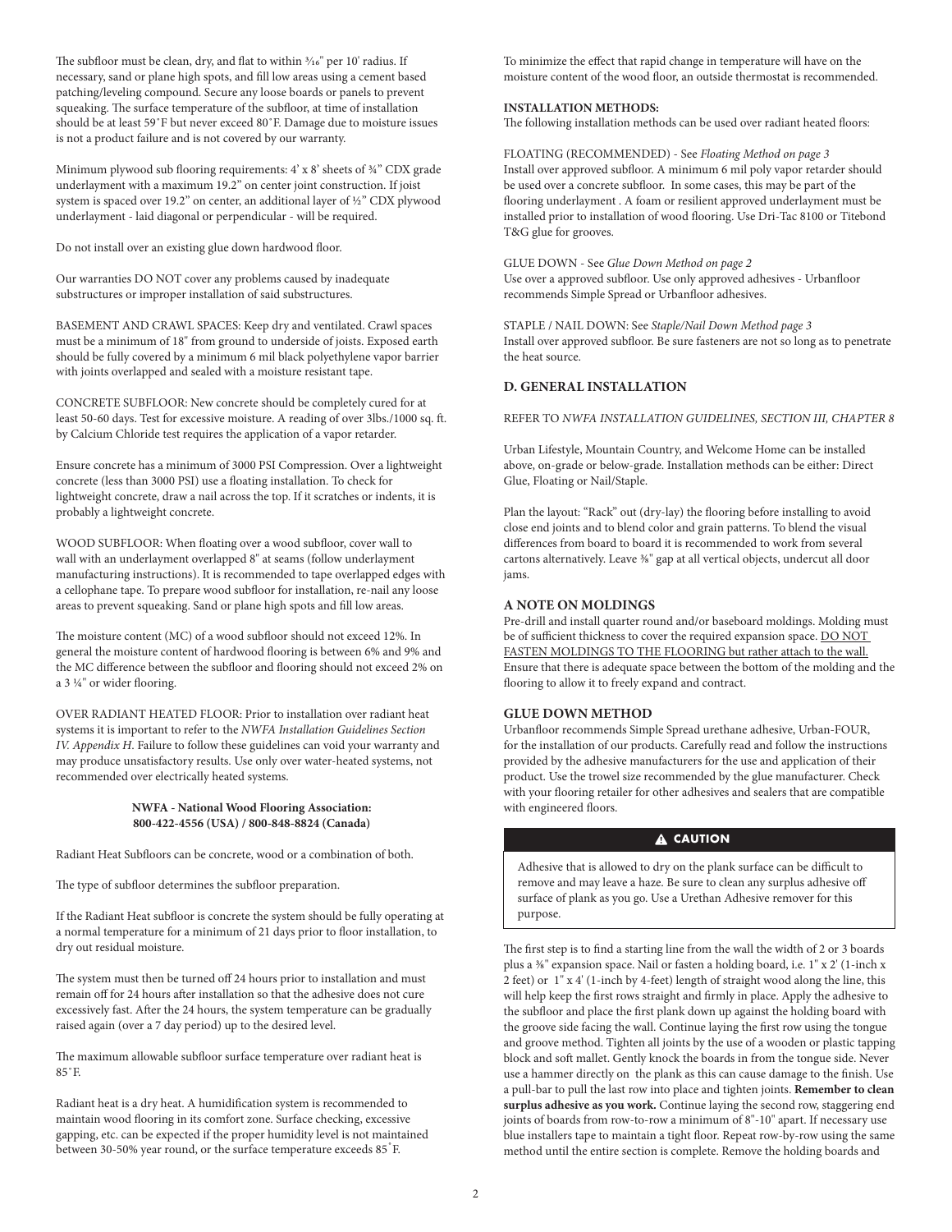The subfloor must be clean, dry, and flat to within 3⁄16" per 10' radius. If necessary, sand or plane high spots, and fill low areas using a cement based patching/leveling compound. Secure any loose boards or panels to prevent squeaking. The surface temperature of the subfloor, at time of installation should be at least 59˚F but never exceed 80˚F. Damage due to moisture issues is not a product failure and is not covered by our warranty.

Minimum plywood sub flooring requirements: 4' x 8' sheets of ¾" CDX grade underlayment with a maximum 19.2" on center joint construction. If joist system is spaced over 19.2" on center, an additional layer of ½" CDX plywood underlayment - laid diagonal or perpendicular - will be required.

Do not install over an existing glue down hardwood floor.

Our warranties DO NOT cover any problems caused by inadequate substructures or improper installation of said substructures.

BASEMENT AND CRAWL SPACES: Keep dry and ventilated. Crawl spaces must be a minimum of 18" from ground to underside of joists. Exposed earth should be fully covered by a minimum 6 mil black polyethylene vapor barrier with joints overlapped and sealed with a moisture resistant tape.

CONCRETE SUBFLOOR: New concrete should be completely cured for at least 50-60 days. Test for excessive moisture. A reading of over 3lbs./1000 sq. ft. by Calcium Chloride test requires the application of a vapor retarder.

Ensure concrete has a minimum of 3000 PSI Compression. Over a lightweight concrete (less than 3000 PSI) use a floating installation. To check for lightweight concrete, draw a nail across the top. If it scratches or indents, it is probably a lightweight concrete.

WOOD SUBFLOOR: When floating over a wood subfloor, cover wall to wall with an underlayment overlapped 8" at seams (follow underlayment manufacturing instructions). It is recommended to tape overlapped edges with a cellophane tape. To prepare wood subfloor for installation, re-nail any loose areas to prevent squeaking. Sand or plane high spots and fill low areas.

The moisture content (MC) of a wood subfloor should not exceed 12%. In general the moisture content of hardwood flooring is between 6% and 9% and the MC difference between the subfloor and flooring should not exceed 2% on a 3 ¼" or wider flooring.

OVER RADIANT HEATED FLOOR: Prior to installation over radiant heat systems it is important to refer to the *NWFA Installation Guidelines Section IV. Appendix H*. Failure to follow these guidelines can void your warranty and may produce unsatisfactory results. Use only over water-heated systems, not recommended over electrically heated systems.

**NWFA - National Wood Flooring Association:**
**800-422-4556 (USA) / 800-848-8824 (Canada)**

Radiant Heat Subfloors can be concrete, wood or a combination of both.

The type of subfloor determines the subfloor preparation.

If the Radiant Heat subfloor is concrete the system should be fully operating at a normal temperature for a minimum of 21 days prior to floor installation, to dry out residual moisture.

The system must then be turned off 24 hours prior to installation and must remain off for 24 hours after installation so that the adhesive does not cure excessively fast. After the 24 hours, the system temperature can be gradually raised again (over a 7 day period) up to the desired level.

The maximum allowable subfloor surface temperature over radiant heat is 85˚F.

Radiant heat is a dry heat. A humidification system is recommended to maintain wood flooring in its comfort zone. Surface checking, excessive gapping, etc. can be expected if the proper humidity level is not maintained between 30-50% year round, or the surface temperature exceeds 85˚F.

To minimize the effect that rapid change in temperature will have on the moisture content of the wood floor, an outside thermostat is recommended.

**INSTALLATION METHODS:**
The following installation methods can be used over radiant heated floors:

FLOATING (RECOMMENDED) - See *Floating Method on page 3*
Install over approved subfloor. A minimum 6 mil poly vapor retarder should be used over a concrete subfloor. In some cases, this may be part of the flooring underlayment . A foam or resilient approved underlayment must be installed prior to installation of wood flooring. Use Dri-Tac 8100 or Titebond T&G glue for grooves.

GLUE DOWN - See *Glue Down Method on page 2*
Use over a approved subfloor. Use only approved adhesives - Urbanfloor recommends Simple Spread or Urbanfloor adhesives.

STAPLE / NAIL DOWN: See *Staple/Nail Down Method page 3*
Install over approved subfloor. Be sure fasteners are not so long as to penetrate the heat source.

## D. GENERAL INSTALLATION

REFER TO *NWFA INSTALLATION GUIDELINES, SECTION III, CHAPTER 8*

Urban Lifestyle, Mountain Country, and Welcome Home can be installed above, on-grade or below-grade. Installation methods can be either: Direct Glue, Floating or Nail/Staple.

Plan the layout: "Rack" out (dry-lay) the flooring before installing to avoid close end joints and to blend color and grain patterns. To blend the visual differences from board to board it is recommended to work from several cartons alternatively. Leave ⅜" gap at all vertical objects, undercut all door jams.

### A NOTE ON MOLDINGS

Pre-drill and install quarter round and/or baseboard moldings. Molding must be of sufficient thickness to cover the required expansion space. DO NOT FASTEN MOLDINGS TO THE FLOORING but rather attach to the wall. Ensure that there is adequate space between the bottom of the molding and the flooring to allow it to freely expand and contract.

### GLUE DOWN METHOD

Urbanfloor recommends Simple Spread urethane adhesive, Urban-FOUR, for the installation of our products. Carefully read and follow the instructions provided by the adhesive manufacturers for the use and application of their product. Use the trowel size recommended by the glue manufacturer. Check with your flooring retailer for other adhesives and sealers that are compatible with engineered floors.

**⚠ CAUTION**

Adhesive that is allowed to dry on the plank surface can be difficult to remove and may leave a haze. Be sure to clean any surplus adhesive off surface of plank as you go. Use a Urethan Adhesive remover for this purpose.

The first step is to find a starting line from the wall the width of 2 or 3 boards plus a ⅜" expansion space. Nail or fasten a holding board, i.e. 1" x 2' (1-inch x 2 feet) or 1" x 4' (1-inch by 4-feet) length of straight wood along the line, this will help keep the first rows straight and firmly in place. Apply the adhesive to the subfloor and place the first plank down up against the holding board with the groove side facing the wall. Continue laying the first row using the tongue and groove method. Tighten all joints by the use of a wooden or plastic tapping block and soft mallet. Gently knock the boards in from the tongue side. Never use a hammer directly on the plank as this can cause damage to the finish. Use a pull-bar to pull the last row into place and tighten joints. **Remember to clean surplus adhesive as you work.** Continue laying the second row, staggering end joints of boards from row-to-row a minimum of 8"-10" apart. If necessary use blue installers tape to maintain a tight floor. Repeat row-by-row using the same method until the entire section is complete. Remove the holding boards and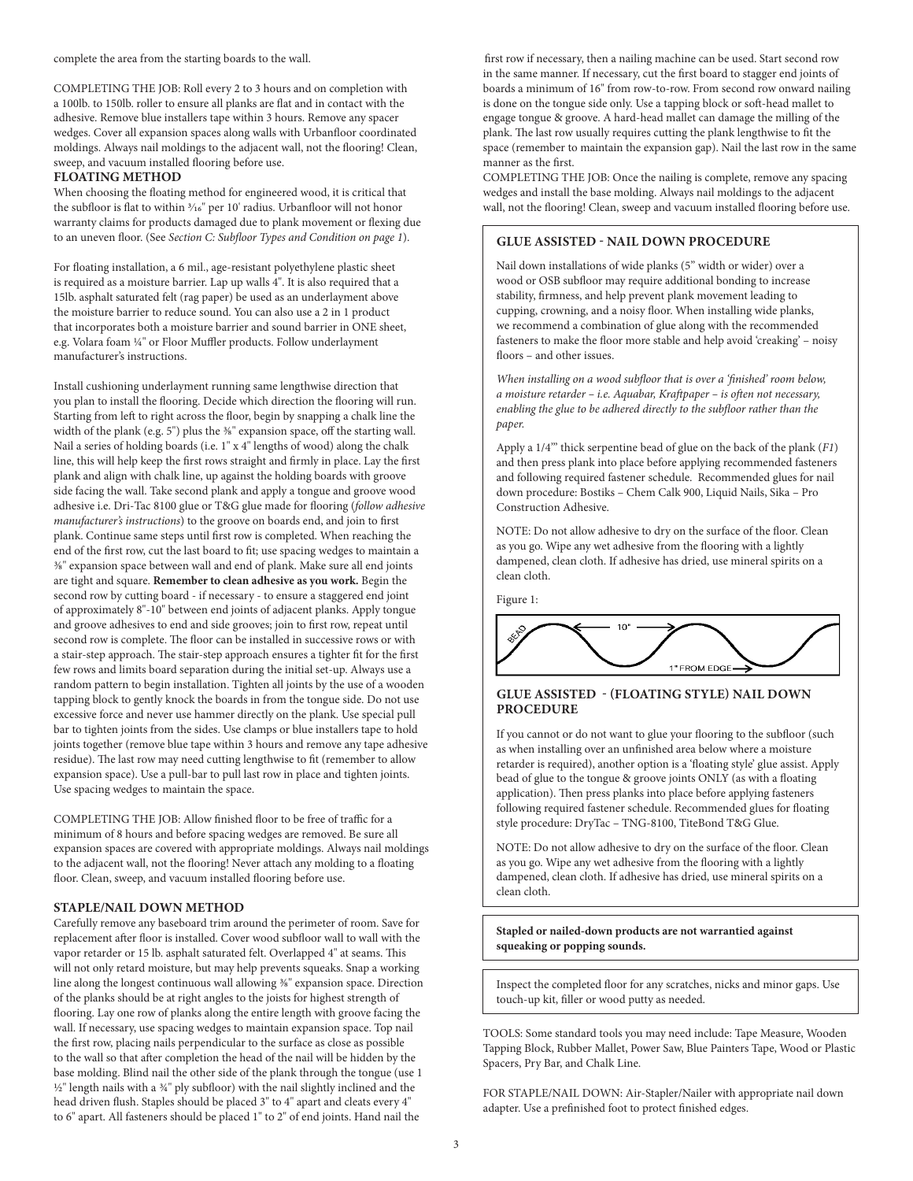complete the area from the starting boards to the wall.

COMPLETING THE JOB: Roll every 2 to 3 hours and on completion with a 100lb. to 150lb. roller to ensure all planks are flat and in contact with the adhesive. Remove blue installers tape within 3 hours. Remove any spacer wedges. Cover all expansion spaces along walls with Urbanfloor coordinated moldings. Always nail moldings to the adjacent wall, not the flooring! Clean, sweep, and vacuum installed flooring before use.

**FLOATING METHOD**

When choosing the floating method for engineered wood, it is critical that the subfloor is flat to within 3⁄16" per 10' radius. Urbanfloor will not honor warranty claims for products damaged due to plank movement or flexing due to an uneven floor. (See *Section C: Subfloor Types and Condition on page 1*).

For floating installation, a 6 mil., age-resistant polyethylene plastic sheet is required as a moisture barrier. Lap up walls 4". It is also required that a 15lb. asphalt saturated felt (rag paper) be used as an underlayment above the moisture barrier to reduce sound. You can also use a 2 in 1 product that incorporates both a moisture barrier and sound barrier in ONE sheet, e.g. Volara foam ¼" or Floor Muffler products. Follow underlayment manufacturer's instructions.

Install cushioning underlayment running same lengthwise direction that you plan to install the flooring. Decide which direction the flooring will run. Starting from left to right across the floor, begin by snapping a chalk line the width of the plank (e.g. 5") plus the ⅜" expansion space, off the starting wall. Nail a series of holding boards (i.e. 1" x 4" lengths of wood) along the chalk line, this will help keep the first rows straight and firmly in place. Lay the first plank and align with chalk line, up against the holding boards with groove side facing the wall. Take second plank and apply a tongue and groove wood adhesive i.e. Dri-Tac 8100 glue or T&G glue made for flooring (*follow adhesive manufacturer's instructions*) to the groove on boards end, and join to first plank. Continue same steps until first row is completed. When reaching the end of the first row, cut the last board to fit; use spacing wedges to maintain a ⅜" expansion space between wall and end of plank. Make sure all end joints are tight and square. **Remember to clean adhesive as you work.** Begin the second row by cutting board - if necessary - to ensure a staggered end joint of approximately 8"-10" between end joints of adjacent planks. Apply tongue and groove adhesives to end and side grooves; join to first row, repeat until second row is complete. The floor can be installed in successive rows or with a stair-step approach. The stair-step approach ensures a tighter fit for the first few rows and limits board separation during the initial set-up. Always use a random pattern to begin installation. Tighten all joints by the use of a wooden tapping block to gently knock the boards in from the tongue side. Do not use excessive force and never use hammer directly on the plank. Use special pull bar to tighten joints from the sides. Use clamps or blue installers tape to hold joints together (remove blue tape within 3 hours and remove any tape adhesive residue). The last row may need cutting lengthwise to fit (remember to allow expansion space). Use a pull-bar to pull last row in place and tighten joints. Use spacing wedges to maintain the space.

COMPLETING THE JOB: Allow finished floor to be free of traffic for a minimum of 8 hours and before spacing wedges are removed. Be sure all expansion spaces are covered with appropriate moldings. Always nail moldings to the adjacent wall, not the flooring! Never attach any molding to a floating floor. Clean, sweep, and vacuum installed flooring before use.

**STAPLE/NAIL DOWN METHOD**

Carefully remove any baseboard trim around the perimeter of room. Save for replacement after floor is installed. Cover wood subfloor wall to wall with the vapor retarder or 15 lb. asphalt saturated felt. Overlapped 4" at seams. This will not only retard moisture, but may help prevents squeaks. Snap a working line along the longest continuous wall allowing ⅜" expansion space. Direction of the planks should be at right angles to the joists for highest strength of flooring. Lay one row of planks along the entire length with groove facing the wall. If necessary, use spacing wedges to maintain expansion space. Top nail the first row, placing nails perpendicular to the surface as close as possible to the wall so that after completion the head of the nail will be hidden by the base molding. Blind nail the other side of the plank through the tongue (use 1 ½" length nails with a ¾" ply subfloor) with the nail slightly inclined and the head driven flush. Staples should be placed 3" to 4" apart and cleats every 4" to 6" apart. All fasteners should be placed 1" to 2" of end joints. Hand nail the first row if necessary, then a nailing machine can be used. Start second row in the same manner. If necessary, cut the first board to stagger end joints of boards a minimum of 16" from row-to-row. From second row onward nailing is done on the tongue side only. Use a tapping block or soft-head mallet to engage tongue & groove. A hard-head mallet can damage the milling of the plank. The last row usually requires cutting the plank lengthwise to fit the space (remember to maintain the expansion gap). Nail the last row in the same manner as the first.

COMPLETING THE JOB: Once the nailing is complete, remove any spacing wedges and install the base molding. Always nail moldings to the adjacent wall, not the flooring! Clean, sweep and vacuum installed flooring before use.

**GLUE ASSISTED - NAIL DOWN PROCEDURE**

Nail down installations of wide planks (5" width or wider) over a wood or OSB subfloor may require additional bonding to increase stability, firmness, and help prevent plank movement leading to cupping, crowning, and a noisy floor. When installing wide planks, we recommend a combination of glue along with the recommended fasteners to make the floor more stable and help avoid 'creaking' – noisy floors – and other issues.

*When installing on a wood subfloor that is over a 'finished' room below, a moisture retarder – i.e. Aquabar, Kraftpaper – is often not necessary, enabling the glue to be adhered directly to the subfloor rather than the paper.*

Apply a 1/4"' thick serpentine bead of glue on the back of the plank (*F1*) and then press plank into place before applying recommended fasteners and following required fastener schedule. Recommended glues for nail down procedure: Bostiks – Chem Calk 900, Liquid Nails, Sika – Pro Construction Adhesive.

NOTE: Do not allow adhesive to dry on the surface of the floor. Clean as you go. Wipe any wet adhesive from the flooring with a lightly dampened, clean cloth. If adhesive has dried, use mineral spirits on a clean cloth.

Figure 1:

BEAD — 10" — 1" FROM EDGE

**GLUE ASSISTED - (FLOATING STYLE) NAIL DOWN PROCEDURE**

If you cannot or do not want to glue your flooring to the subfloor (such as when installing over an unfinished area below where a moisture retarder is required), another option is a 'floating style' glue assist. Apply bead of glue to the tongue & groove joints ONLY (as with a floating application). Then press planks into place before applying fasteners following required fastener schedule. Recommended glues for floating style procedure: DryTac – TNG-8100, TiteBond T&G Glue.

NOTE: Do not allow adhesive to dry on the surface of the floor. Clean as you go. Wipe any wet adhesive from the flooring with a lightly dampened, clean cloth. If adhesive has dried, use mineral spirits on a clean cloth.

**Stapled or nailed-down products are not warrantied against squeaking or popping sounds.**

Inspect the completed floor for any scratches, nicks and minor gaps. Use touch-up kit, filler or wood putty as needed.

TOOLS: Some standard tools you may need include: Tape Measure, Wooden Tapping Block, Rubber Mallet, Power Saw, Blue Painters Tape, Wood or Plastic Spacers, Pry Bar, and Chalk Line.

FOR STAPLE/NAIL DOWN: Air-Stapler/Nailer with appropriate nail down adapter. Use a prefinished foot to protect finished edges.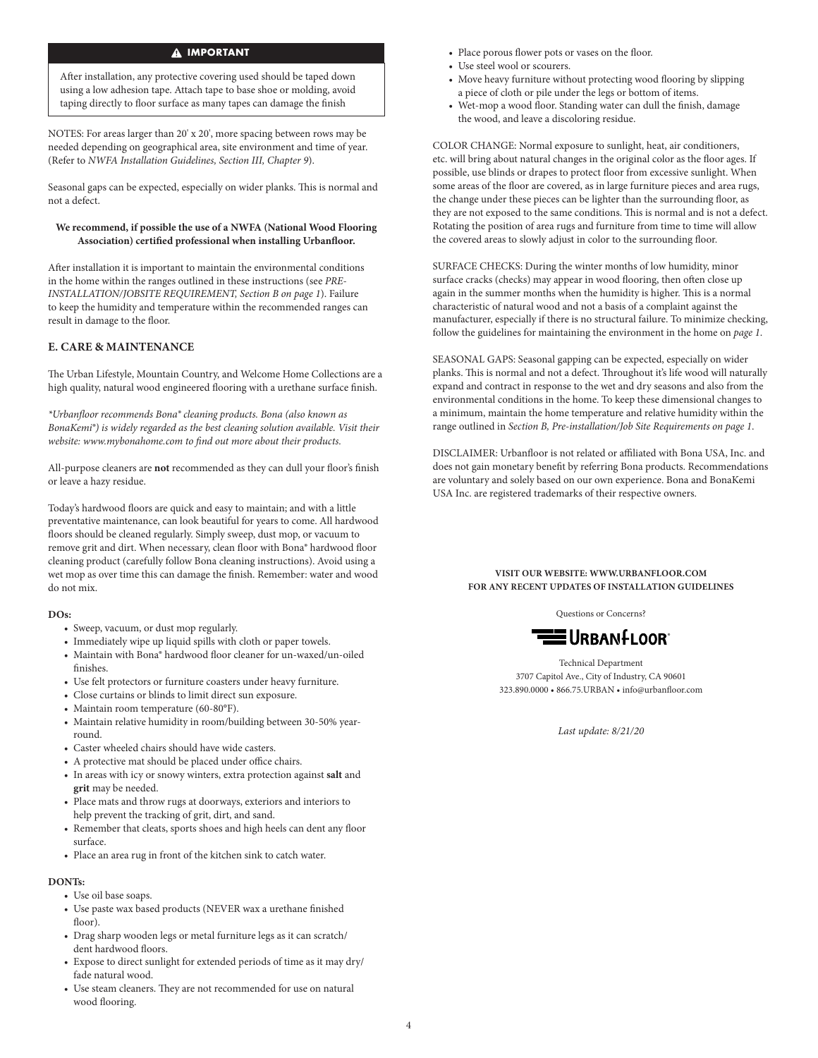**⚠ IMPORTANT**

After installation, any protective covering used should be taped down using a low adhesion tape. Attach tape to base shoe or molding, avoid taping directly to floor surface as many tapes can damage the finish

NOTES: For areas larger than 20' x 20', more spacing between rows may be needed depending on geographical area, site environment and time of year. (Refer to *NWFA Installation Guidelines, Section III, Chapter 9*).

Seasonal gaps can be expected, especially on wider planks. This is normal and not a defect.

**We recommend, if possible the use of a NWFA (National Wood Flooring Association) certified professional when installing Urbanfloor.**

After installation it is important to maintain the environmental conditions in the home within the ranges outlined in these instructions (see *PRE-INSTALLATION/JOBSITE REQUIREMENT, Section B on page 1*). Failure to keep the humidity and temperature within the recommended ranges can result in damage to the floor.

## E. CARE & MAINTENANCE

The Urban Lifestyle, Mountain Country, and Welcome Home Collections are a high quality, natural wood engineered flooring with a urethane surface finish.

**Urbanfloor recommends Bona® cleaning products. Bona (also known as BonaKemi®) is widely regarded as the best cleaning solution available. Visit their website: www.mybonahome.com to find out more about their products.*

All-purpose cleaners are **not** recommended as they can dull your floor's finish or leave a hazy residue.

Today's hardwood floors are quick and easy to maintain; and with a little preventative maintenance, can look beautiful for years to come. All hardwood floors should be cleaned regularly. Simply sweep, dust mop, or vacuum to remove grit and dirt. When necessary, clean floor with Bona® hardwood floor cleaning product (carefully follow Bona cleaning instructions). Avoid using a wet mop as over time this can damage the finish. Remember: water and wood do not mix.

**DOs:**

- Sweep, vacuum, or dust mop regularly.
- Immediately wipe up liquid spills with cloth or paper towels.
- Maintain with Bona® hardwood floor cleaner for un-waxed/un-oiled finishes.
- Use felt protectors or furniture coasters under heavy furniture.
- Close curtains or blinds to limit direct sun exposure.
- Maintain room temperature (60-80°F).
- Maintain relative humidity in room/building between 30-50% year-round.
- Caster wheeled chairs should have wide casters.
- A protective mat should be placed under office chairs.
- In areas with icy or snowy winters, extra protection against **salt** and **grit** may be needed.
- Place mats and throw rugs at doorways, exteriors and interiors to help prevent the tracking of grit, dirt, and sand.
- Remember that cleats, sports shoes and high heels can dent any floor surface.
- Place an area rug in front of the kitchen sink to catch water.

**DONTs:**

- Use oil base soaps.
- Use paste wax based products (NEVER wax a urethane finished floor).
- Drag sharp wooden legs or metal furniture legs as it can scratch/dent hardwood floors.
- Expose to direct sunlight for extended periods of time as it may dry/fade natural wood.
- Use steam cleaners. They are not recommended for use on natural wood flooring.
- Place porous flower pots or vases on the floor.
- Use steel wool or scourers.
- Move heavy furniture without protecting wood flooring by slipping a piece of cloth or pile under the legs or bottom of items.
- Wet-mop a wood floor. Standing water can dull the finish, damage the wood, and leave a discoloring residue.

COLOR CHANGE: Normal exposure to sunlight, heat, air conditioners, etc. will bring about natural changes in the original color as the floor ages. If possible, use blinds or drapes to protect floor from excessive sunlight. When some areas of the floor are covered, as in large furniture pieces and area rugs, the change under these pieces can be lighter than the surrounding floor, as they are not exposed to the same conditions. This is normal and is not a defect. Rotating the position of area rugs and furniture from time to time will allow the covered areas to slowly adjust in color to the surrounding floor.

SURFACE CHECKS: During the winter months of low humidity, minor surface cracks (checks) may appear in wood flooring, then often close up again in the summer months when the humidity is higher. This is a normal characteristic of natural wood and not a basis of a complaint against the manufacturer, especially if there is no structural failure. To minimize checking, follow the guidelines for maintaining the environment in the home on *page 1*.

SEASONAL GAPS: Seasonal gapping can be expected, especially on wider planks. This is normal and not a defect. Throughout it's life wood will naturally expand and contract in response to the wet and dry seasons and also from the environmental conditions in the home. To keep these dimensional changes to a minimum, maintain the home temperature and relative humidity within the range outlined in *Section B, Pre-installation/Job Site Requirements on page 1*.

DISCLAIMER: Urbanfloor is not related or affiliated with Bona USA, Inc. and does not gain monetary benefit by referring Bona products. Recommendations are voluntary and solely based on our own experience. Bona and BonaKemi USA Inc. are registered trademarks of their respective owners.

**VISIT OUR WEBSITE: WWW.URBANFLOOR.COM FOR ANY RECENT UPDATES OF INSTALLATION GUIDELINES**

Questions or Concerns?

URBANFLOOR®

Technical Department
3707 Capitol Ave., City of Industry, CA 90601
323.890.0000 • 866.75.URBAN • info@urbanfloor.com

*Last update: 8/21/20*